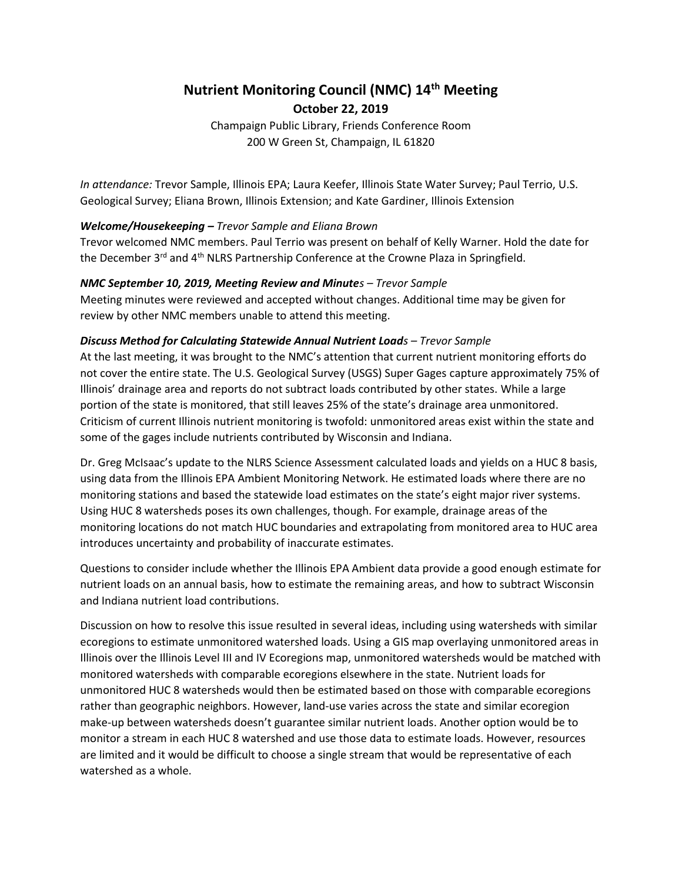# Nutrient Monitoring Council (NMC) 14th Meeting

**October 22, 2019**

Champaign Public Library, Friends Conference Room
200 W Green St, Champaign, IL 61820

*In attendance:* Trevor Sample, Illinois EPA; Laura Keefer, Illinois State Water Survey; Paul Terrio, U.S. Geological Survey; Eliana Brown, Illinois Extension; and Kate Gardiner, Illinois Extension

***Welcome/Housekeeping –*** *Trevor Sample and Eliana Brown*

Trevor welcomed NMC members. Paul Terrio was present on behalf of Kelly Warner. Hold the date for the December 3rd and 4th NLRS Partnership Conference at the Crowne Plaza in Springfield.

***NMC September 10, 2019, Meeting Review and Minutes*** *– Trevor Sample*

Meeting minutes were reviewed and accepted without changes. Additional time may be given for review by other NMC members unable to attend this meeting.

***Discuss Method for Calculating Statewide Annual Nutrient Loads*** *– Trevor Sample*

At the last meeting, it was brought to the NMC's attention that current nutrient monitoring efforts do not cover the entire state. The U.S. Geological Survey (USGS) Super Gages capture approximately 75% of Illinois' drainage area and reports do not subtract loads contributed by other states. While a large portion of the state is monitored, that still leaves 25% of the state's drainage area unmonitored. Criticism of current Illinois nutrient monitoring is twofold: unmonitored areas exist within the state and some of the gages include nutrients contributed by Wisconsin and Indiana.

Dr. Greg McIsaac's update to the NLRS Science Assessment calculated loads and yields on a HUC 8 basis, using data from the Illinois EPA Ambient Monitoring Network. He estimated loads where there are no monitoring stations and based the statewide load estimates on the state's eight major river systems. Using HUC 8 watersheds poses its own challenges, though. For example, drainage areas of the monitoring locations do not match HUC boundaries and extrapolating from monitored area to HUC area introduces uncertainty and probability of inaccurate estimates.

Questions to consider include whether the Illinois EPA Ambient data provide a good enough estimate for nutrient loads on an annual basis, how to estimate the remaining areas, and how to subtract Wisconsin and Indiana nutrient load contributions.

Discussion on how to resolve this issue resulted in several ideas, including using watersheds with similar ecoregions to estimate unmonitored watershed loads. Using a GIS map overlaying unmonitored areas in Illinois over the Illinois Level III and IV Ecoregions map, unmonitored watersheds would be matched with monitored watersheds with comparable ecoregions elsewhere in the state. Nutrient loads for unmonitored HUC 8 watersheds would then be estimated based on those with comparable ecoregions rather than geographic neighbors. However, land-use varies across the state and similar ecoregion make-up between watersheds doesn't guarantee similar nutrient loads. Another option would be to monitor a stream in each HUC 8 watershed and use those data to estimate loads. However, resources are limited and it would be difficult to choose a single stream that would be representative of each watershed as a whole.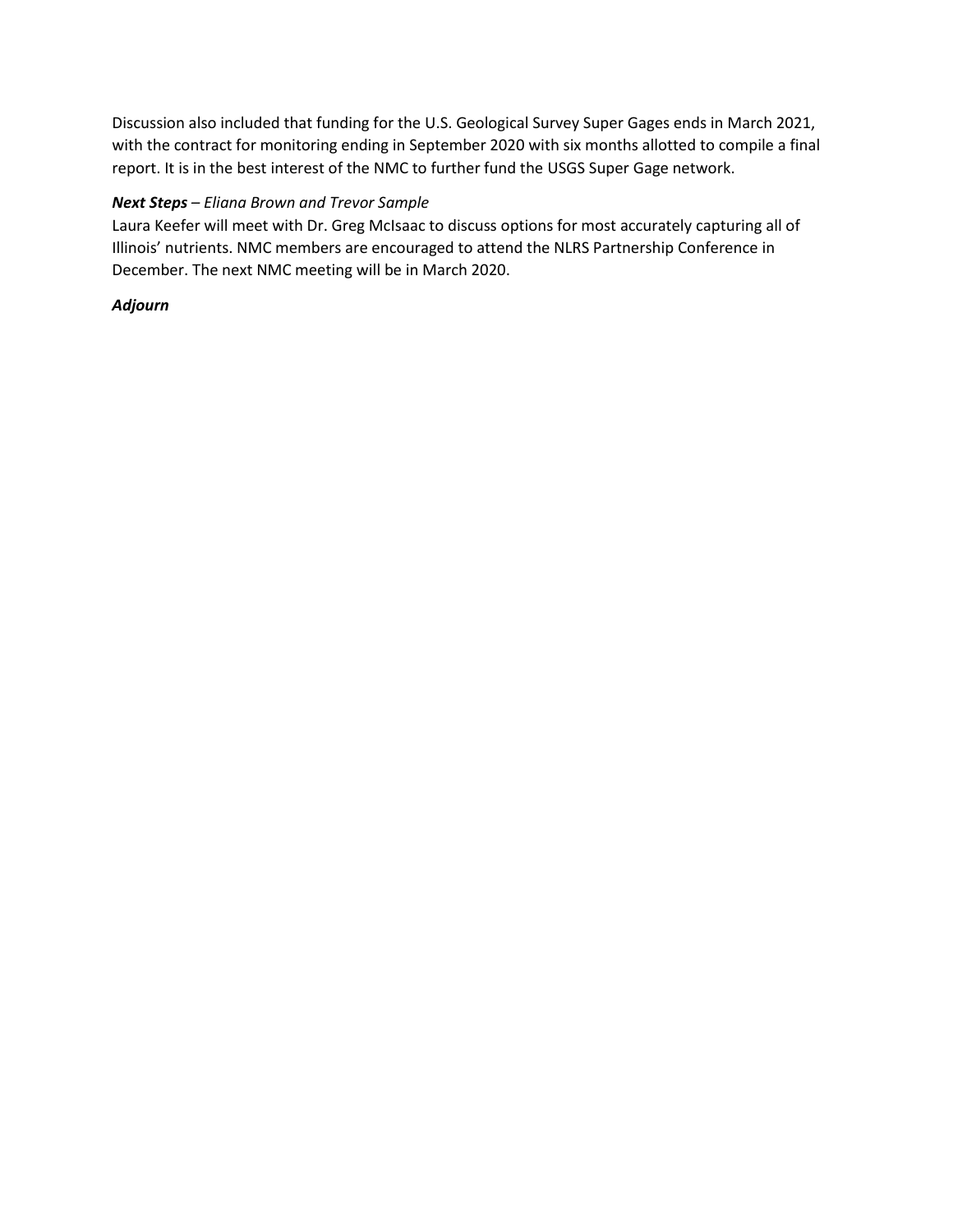Discussion also included that funding for the U.S. Geological Survey Super Gages ends in March 2021, with the contract for monitoring ending in September 2020 with six months allotted to compile a final report. It is in the best interest of the NMC to further fund the USGS Super Gage network.

***Next Steps*** – *Eliana Brown and Trevor Sample*

Laura Keefer will meet with Dr. Greg McIsaac to discuss options for most accurately capturing all of Illinois' nutrients. NMC members are encouraged to attend the NLRS Partnership Conference in December. The next NMC meeting will be in March 2020.

***Adjourn***